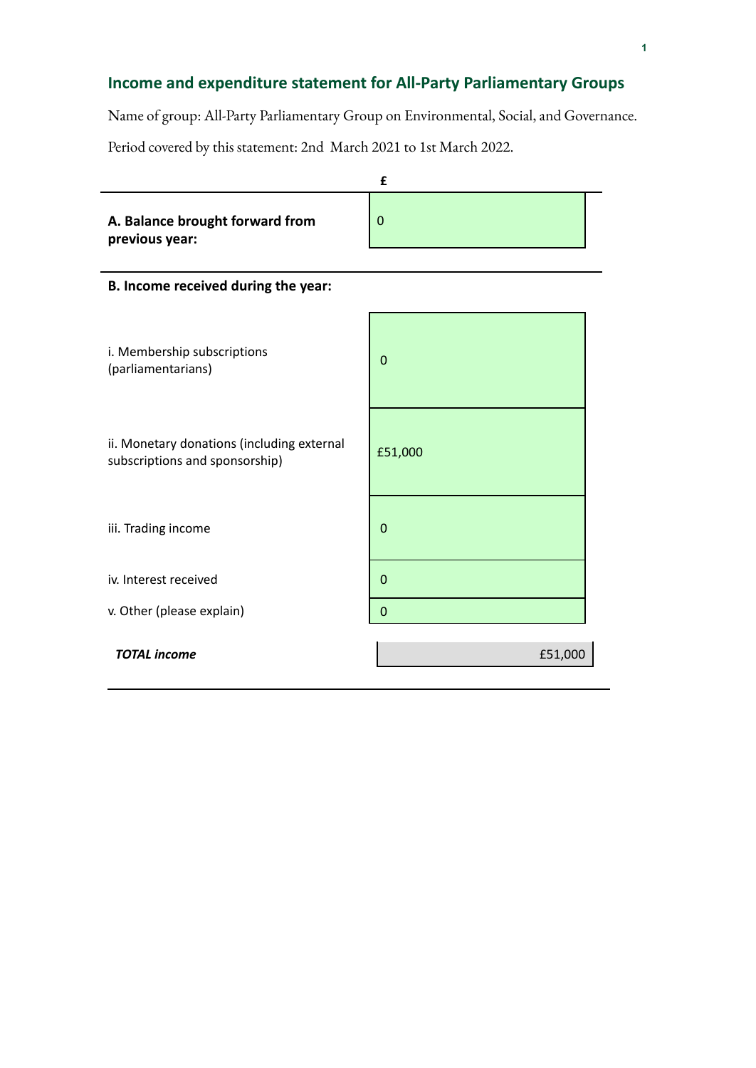## Income and expenditure statement for All-Party Parliamentary Groups

Name of group: All-Party Parliamentary Group on Environmental, Social, and Governance.

Period covered by this statement: 2nd March 2021 to 1st March 2022.

| | £ |
|---|---|
| **A. Balance brought forward from previous year:** | 0 |
| **B. Income received during the year:** | |
| i. Membership subscriptions (parliamentarians) | 0 |
| ii. Monetary donations (including external subscriptions and sponsorship) | £51,000 |
| iii. Trading income | 0 |
| iv. Interest received | 0 |
| v. Other (please explain) | 0 |
| ***TOTAL income*** | £51,000 |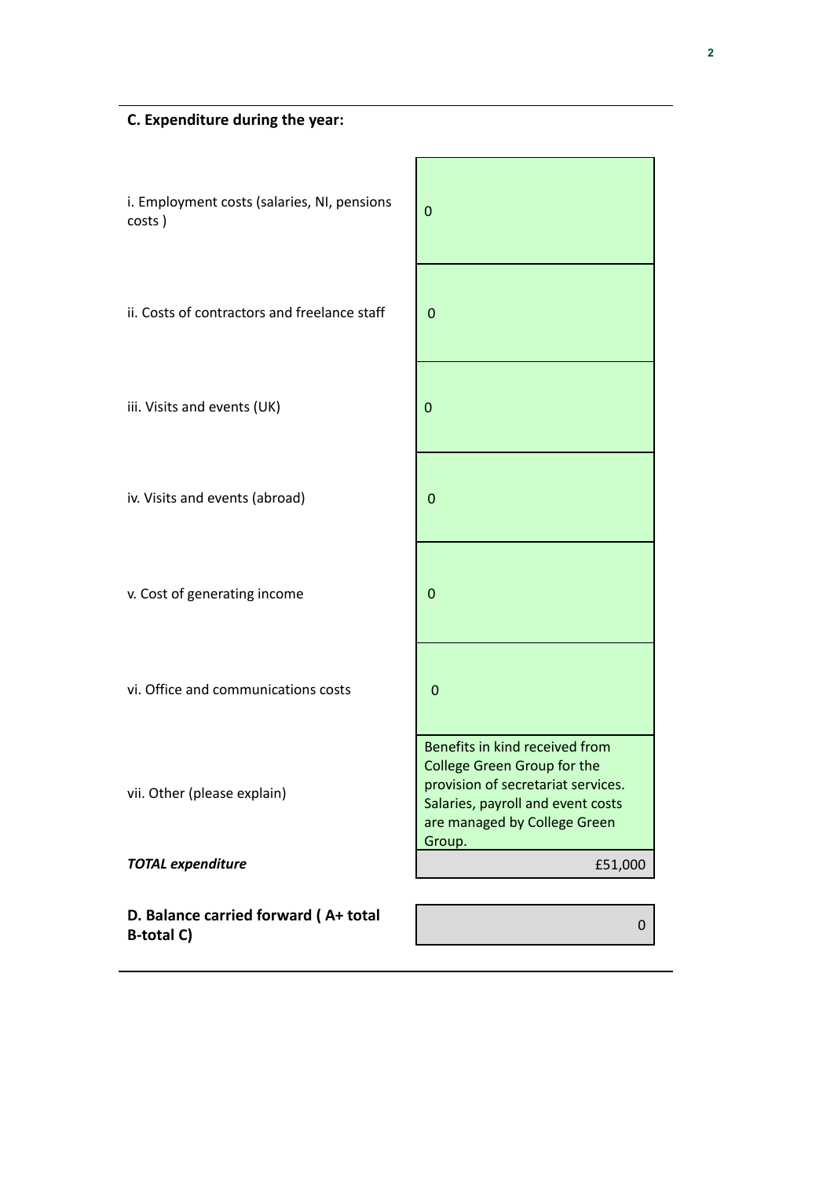## C. Expenditure during the year:

| | |
|---|---|
| i. Employment costs (salaries, NI, pensions costs ) | 0 |
| ii. Costs of contractors and freelance staff | 0 |
| iii. Visits and events (UK) | 0 |
| iv. Visits and events (abroad) | 0 |
| v. Cost of generating income | 0 |
| vi. Office and communications costs | 0 |
| vii. Other (please explain) | Benefits in kind received from College Green Group for the provision of secretariat services. Salaries, payroll and event costs are managed by College Green Group. |
| ***TOTAL expenditure*** | £51,000 |

| | |
|---|---|
| **D. Balance carried forward ( A+ total B-total C)** | 0 |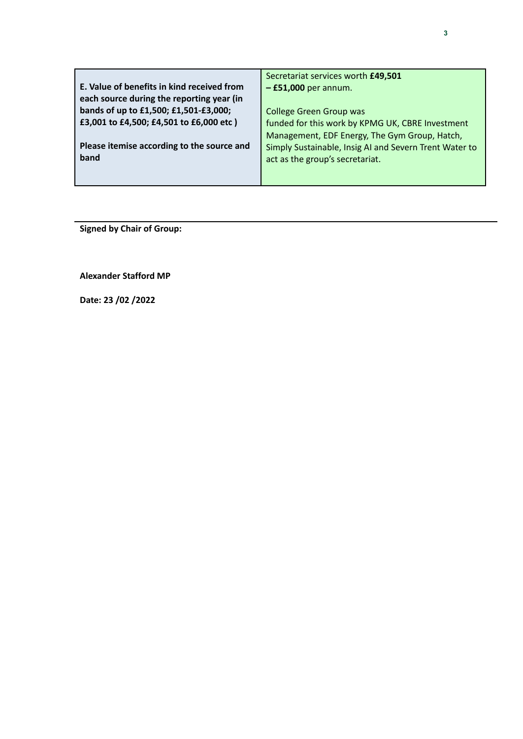| | |
|---|---|
| **E. Value of benefits in kind received from each source during the reporting year (in bands of up to £1,500; £1,501-£3,000; £3,001 to £4,500; £4,501 to £6,000 etc )**<br><br>**Please itemise according to the source and band** | Secretariat services worth **£49,501 – £51,000** per annum.<br><br>College Green Group was funded for this work by KPMG UK, CBRE Investment Management, EDF Energy, The Gym Group, Hatch, Simply Sustainable, Insig AI and Severn Trent Water to act as the group's secretariat. |

**Signed by Chair of Group:**

**Alexander Stafford MP**

**Date: 23 /02 /2022**